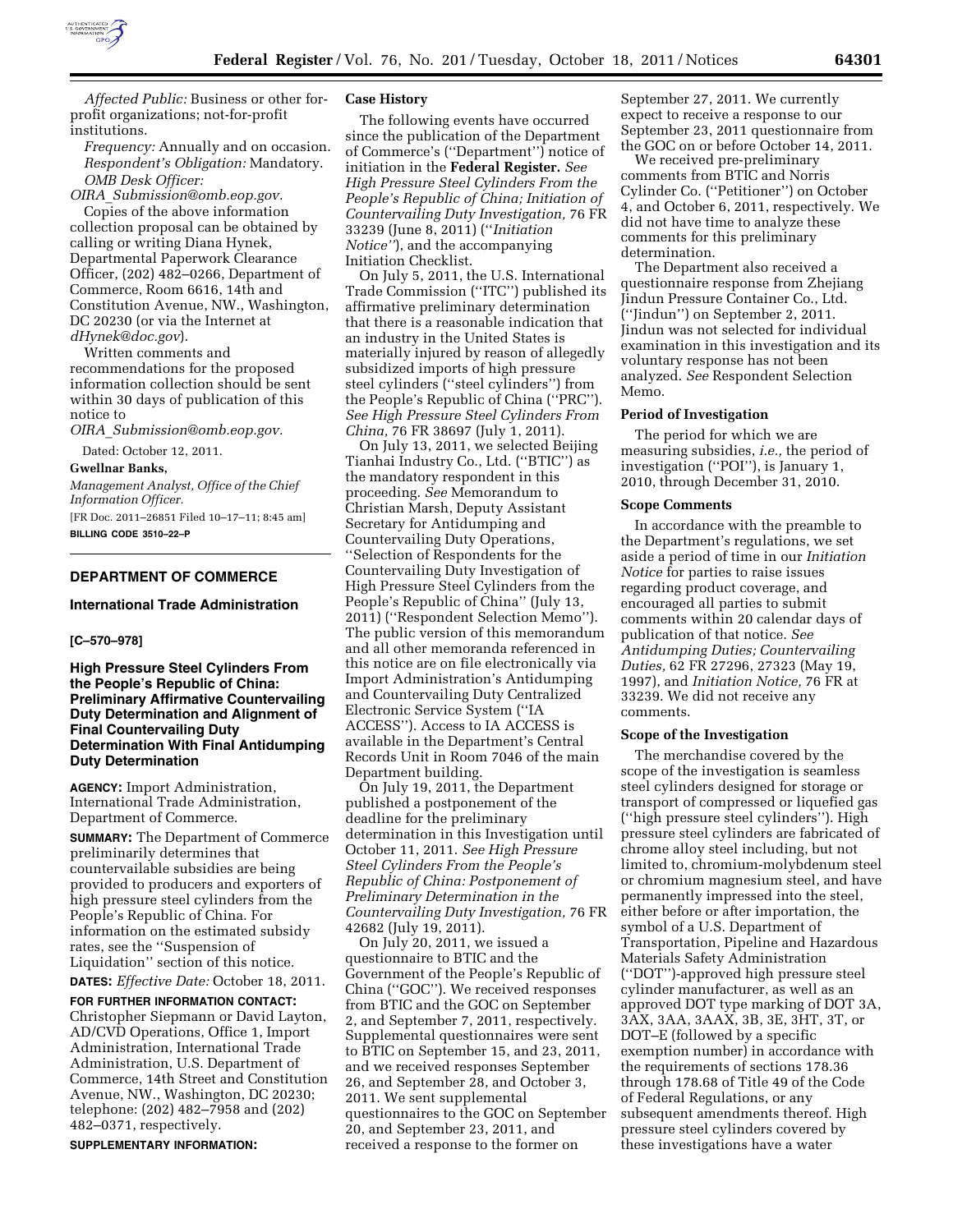*Affected Public:* Business or other for-profit organizations; not-for-profit institutions.

*Frequency:* Annually and on occasion.

*Respondent's Obligation:* Mandatory.

*OMB Desk Officer:* *OIRA_Submission@omb.eop.gov.*

Copies of the above information collection proposal can be obtained by calling or writing Diana Hynek, Departmental Paperwork Clearance Officer, (202) 482–0266, Department of Commerce, Room 6616, 14th and Constitution Avenue, NW., Washington, DC 20230 (or via the Internet at *dHynek@doc.gov*).

Written comments and recommendations for the proposed information collection should be sent within 30 days of publication of this notice to *OIRA_Submission@omb.eop.gov.*

Dated: October 12, 2011.

**Gwellnar Banks,**

*Management Analyst, Office of the Chief Information Officer.*

[FR Doc. 2011–26851 Filed 10–17–11; 8:45 am]

**BILLING CODE 3510–22–P**

## DEPARTMENT OF COMMERCE

### International Trade Administration

**[C–570–978]**

### High Pressure Steel Cylinders From the People's Republic of China: Preliminary Affirmative Countervailing Duty Determination and Alignment of Final Countervailing Duty Determination With Final Antidumping Duty Determination

**AGENCY:** Import Administration, International Trade Administration, Department of Commerce.

**SUMMARY:** The Department of Commerce preliminarily determines that countervailable subsidies are being provided to producers and exporters of high pressure steel cylinders from the People's Republic of China. For information on the estimated subsidy rates, see the ''Suspension of Liquidation'' section of this notice.

**DATES:** *Effective Date:* October 18, 2011.

**FOR FURTHER INFORMATION CONTACT:** Christopher Siepmann or David Layton, AD/CVD Operations, Office 1, Import Administration, International Trade Administration, U.S. Department of Commerce, 14th Street and Constitution Avenue, NW., Washington, DC 20230; telephone: (202) 482–7958 and (202) 482–0371, respectively.

**SUPPLEMENTARY INFORMATION:**

#### Case History

The following events have occurred since the publication of the Department of Commerce's (''Department'') notice of initiation in the **Federal Register.** *See High Pressure Steel Cylinders From the People's Republic of China; Initiation of Countervailing Duty Investigation,* 76 FR 33239 (June 8, 2011) (''*Initiation Notice''*), and the accompanying Initiation Checklist.

On July 5, 2011, the U.S. International Trade Commission (''ITC'') published its affirmative preliminary determination that there is a reasonable indication that an industry in the United States is materially injured by reason of allegedly subsidized imports of high pressure steel cylinders (''steel cylinders'') from the People's Republic of China (''PRC''). *See High Pressure Steel Cylinders From China,* 76 FR 38697 (July 1, 2011).

On July 13, 2011, we selected Beijing Tianhai Industry Co., Ltd. (''BTIC'') as the mandatory respondent in this proceeding. *See* Memorandum to Christian Marsh, Deputy Assistant Secretary for Antidumping and Countervailing Duty Operations, ''Selection of Respondents for the Countervailing Duty Investigation of High Pressure Steel Cylinders from the People's Republic of China'' (July 13, 2011) (''Respondent Selection Memo''). The public version of this memorandum and all other memoranda referenced in this notice are on file electronically via Import Administration's Antidumping and Countervailing Duty Centralized Electronic Service System (''IA ACCESS''). Access to IA ACCESS is available in the Department's Central Records Unit in Room 7046 of the main Department building.

On July 19, 2011, the Department published a postponement of the deadline for the preliminary determination in this Investigation until October 11, 2011. *See High Pressure Steel Cylinders From the People's Republic of China: Postponement of Preliminary Determination in the Countervailing Duty Investigation,* 76 FR 42682 (July 19, 2011).

On July 20, 2011, we issued a questionnaire to BTIC and the Government of the People's Republic of China (''GOC''). We received responses from BTIC and the GOC on September 2, and September 7, 2011, respectively. Supplemental questionnaires were sent to BTIC on September 15, and 23, 2011, and we received responses September 26, and September 28, and October 3, 2011. We sent supplemental questionnaires to the GOC on September 20, and September 23, 2011, and received a response to the former on September 27, 2011. We currently expect to receive a response to our September 23, 2011 questionnaire from the GOC on or before October 14, 2011.

We received pre-preliminary comments from BTIC and Norris Cylinder Co. (''Petitioner'') on October 4, and October 6, 2011, respectively. We did not have time to analyze these comments for this preliminary determination.

The Department also received a questionnaire response from Zhejiang Jindun Pressure Container Co., Ltd. (''Jindun'') on September 2, 2011. Jindun was not selected for individual examination in this investigation and its voluntary response has not been analyzed. *See* Respondent Selection Memo.

#### Period of Investigation

The period for which we are measuring subsidies, *i.e.,* the period of investigation (''POI''), is January 1, 2010, through December 31, 2010.

#### Scope Comments

In accordance with the preamble to the Department's regulations, we set aside a period of time in our *Initiation Notice* for parties to raise issues regarding product coverage, and encouraged all parties to submit comments within 20 calendar days of publication of that notice. *See Antidumping Duties; Countervailing Duties,* 62 FR 27296, 27323 (May 19, 1997), and *Initiation Notice,* 76 FR at 33239. We did not receive any comments.

#### Scope of the Investigation

The merchandise covered by the scope of the investigation is seamless steel cylinders designed for storage or transport of compressed or liquefied gas (''high pressure steel cylinders''). High pressure steel cylinders are fabricated of chrome alloy steel including, but not limited to, chromium-molybdenum steel or chromium magnesium steel, and have permanently impressed into the steel, either before or after importation, the symbol of a U.S. Department of Transportation, Pipeline and Hazardous Materials Safety Administration (''DOT'')-approved high pressure steel cylinder manufacturer, as well as an approved DOT type marking of DOT 3A, 3AX, 3AA, 3AAX, 3B, 3E, 3HT, 3T, or DOT–E (followed by a specific exemption number) in accordance with the requirements of sections 178.36 through 178.68 of Title 49 of the Code of Federal Regulations, or any subsequent amendments thereof. High pressure steel cylinders covered by these investigations have a water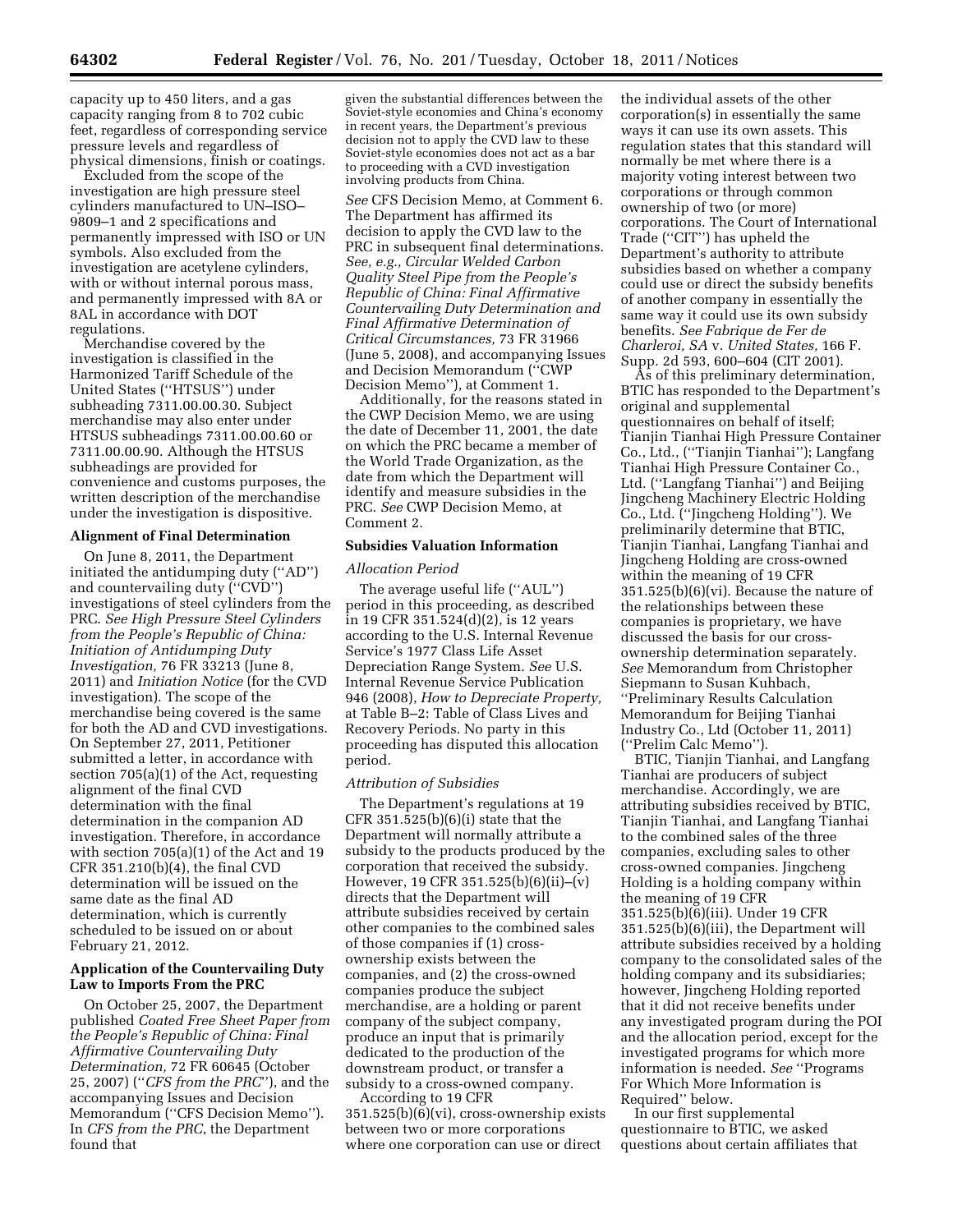capacity up to 450 liters, and a gas capacity ranging from 8 to 702 cubic feet, regardless of corresponding service pressure levels and regardless of physical dimensions, finish or coatings.

Excluded from the scope of the investigation are high pressure steel cylinders manufactured to UN–ISO–9809–1 and 2 specifications and permanently impressed with ISO or UN symbols. Also excluded from the investigation are acetylene cylinders, with or without internal porous mass, and permanently impressed with 8A or 8AL in accordance with DOT regulations.

Merchandise covered by the investigation is classified in the Harmonized Tariff Schedule of the United States ("HTSUS") under subheading 7311.00.00.30. Subject merchandise may also enter under HTSUS subheadings 7311.00.00.60 or 7311.00.00.90. Although the HTSUS subheadings are provided for convenience and customs purposes, the written description of the merchandise under the investigation is dispositive.

## Alignment of Final Determination

On June 8, 2011, the Department initiated the antidumping duty ("AD") and countervailing duty ("CVD") investigations of steel cylinders from the PRC. *See High Pressure Steel Cylinders from the People's Republic of China: Initiation of Antidumping Duty Investigation,* 76 FR 33213 (June 8, 2011) and *Initiation Notice* (for the CVD investigation). The scope of the merchandise being covered is the same for both the AD and CVD investigations. On September 27, 2011, Petitioner submitted a letter, in accordance with section 705(a)(1) of the Act, requesting alignment of the final CVD determination with the final determination in the companion AD investigation. Therefore, in accordance with section 705(a)(1) of the Act and 19 CFR 351.210(b)(4), the final CVD determination will be issued on the same date as the final AD determination, which is currently scheduled to be issued on or about February 21, 2012.

## Application of the Countervailing Duty Law to Imports From the PRC

On October 25, 2007, the Department published *Coated Free Sheet Paper from the People's Republic of China: Final Affirmative Countervailing Duty Determination,* 72 FR 60645 (October 25, 2007) ("*CFS from the PRC*"), and the accompanying Issues and Decision Memorandum ("CFS Decision Memo"). In *CFS from the PRC*, the Department found that

> given the substantial differences between the Soviet-style economies and China's economy in recent years, the Department's previous decision not to apply the CVD law to these Soviet-style economies does not act as a bar to proceeding with a CVD investigation involving products from China.

*See* CFS Decision Memo, at Comment 6. The Department has affirmed its decision to apply the CVD law to the PRC in subsequent final determinations. *See, e.g., Circular Welded Carbon Quality Steel Pipe from the People's Republic of China: Final Affirmative Countervailing Duty Determination and Final Affirmative Determination of Critical Circumstances,* 73 FR 31966 (June 5, 2008), and accompanying Issues and Decision Memorandum ("CWP Decision Memo"), at Comment 1.

Additionally, for the reasons stated in the CWP Decision Memo, we are using the date of December 11, 2001, the date on which the PRC became a member of the World Trade Organization, as the date from which the Department will identify and measure subsidies in the PRC. *See* CWP Decision Memo, at Comment 2.

## Subsidies Valuation Information

### *Allocation Period*

The average useful life ("AUL") period in this proceeding, as described in 19 CFR 351.524(d)(2), is 12 years according to the U.S. Internal Revenue Service's 1977 Class Life Asset Depreciation Range System. *See* U.S. Internal Revenue Service Publication 946 (2008), *How to Depreciate Property,* at Table B–2: Table of Class Lives and Recovery Periods. No party in this proceeding has disputed this allocation period.

### *Attribution of Subsidies*

The Department's regulations at 19 CFR 351.525(b)(6)(i) state that the Department will normally attribute a subsidy to the products produced by the corporation that received the subsidy. However, 19 CFR 351.525(b)(6)(ii)–(v) directs that the Department will attribute subsidies received by certain other companies to the combined sales of those companies if (1) cross-ownership exists between the companies, and (2) the cross-owned companies produce the subject merchandise, are a holding or parent company of the subject company, produce an input that is primarily dedicated to the production of the downstream product, or transfer a subsidy to a cross-owned company.

According to 19 CFR 351.525(b)(6)(vi), cross-ownership exists between two or more corporations where one corporation can use or direct the individual assets of the other corporation(s) in essentially the same ways it can use its own assets. This regulation states that this standard will normally be met where there is a majority voting interest between two corporations or through common ownership of two (or more) corporations. The Court of International Trade ("CIT") has upheld the Department's authority to attribute subsidies based on whether a company could use or direct the subsidy benefits of another company in essentially the same way it could use its own subsidy benefits. *See Fabrique de Fer de Charleroi, SA* v. *United States,* 166 F. Supp. 2d 593, 600–604 (CIT 2001).

As of this preliminary determination, BTIC has responded to the Department's original and supplemental questionnaires on behalf of itself; Tianjin Tianhai High Pressure Container Co., Ltd., ("Tianjin Tianhai"); Langfang Tianhai High Pressure Container Co., Ltd. ("Langfang Tianhai") and Beijing Jingcheng Machinery Electric Holding Co., Ltd. ("Jingcheng Holding"). We preliminarily determine that BTIC, Tianjin Tianhai, Langfang Tianhai and Jingcheng Holding are cross-owned within the meaning of 19 CFR 351.525(b)(6)(vi). Because the nature of the relationships between these companies is proprietary, we have discussed the basis for our cross-ownership determination separately. *See* Memorandum from Christopher Siepmann to Susan Kuhbach, "Preliminary Results Calculation Memorandum for Beijing Tianhai Industry Co., Ltd (October 11, 2011) ("Prelim Calc Memo").

BTIC, Tianjin Tianhai, and Langfang Tianhai are producers of subject merchandise. Accordingly, we are attributing subsidies received by BTIC, Tianjin Tianhai, and Langfang Tianhai to the combined sales of the three companies, excluding sales to other cross-owned companies. Jingcheng Holding is a holding company within the meaning of 19 CFR 351.525(b)(6)(iii). Under 19 CFR 351.525(b)(6)(iii), the Department will attribute subsidies received by a holding company to the consolidated sales of the holding company and its subsidiaries; however, Jingcheng Holding reported that it did not receive benefits under any investigated program during the POI and the allocation period, except for the investigated programs for which more information is needed. *See* "Programs For Which More Information is Required" below.

In our first supplemental questionnaire to BTIC, we asked questions about certain affiliates that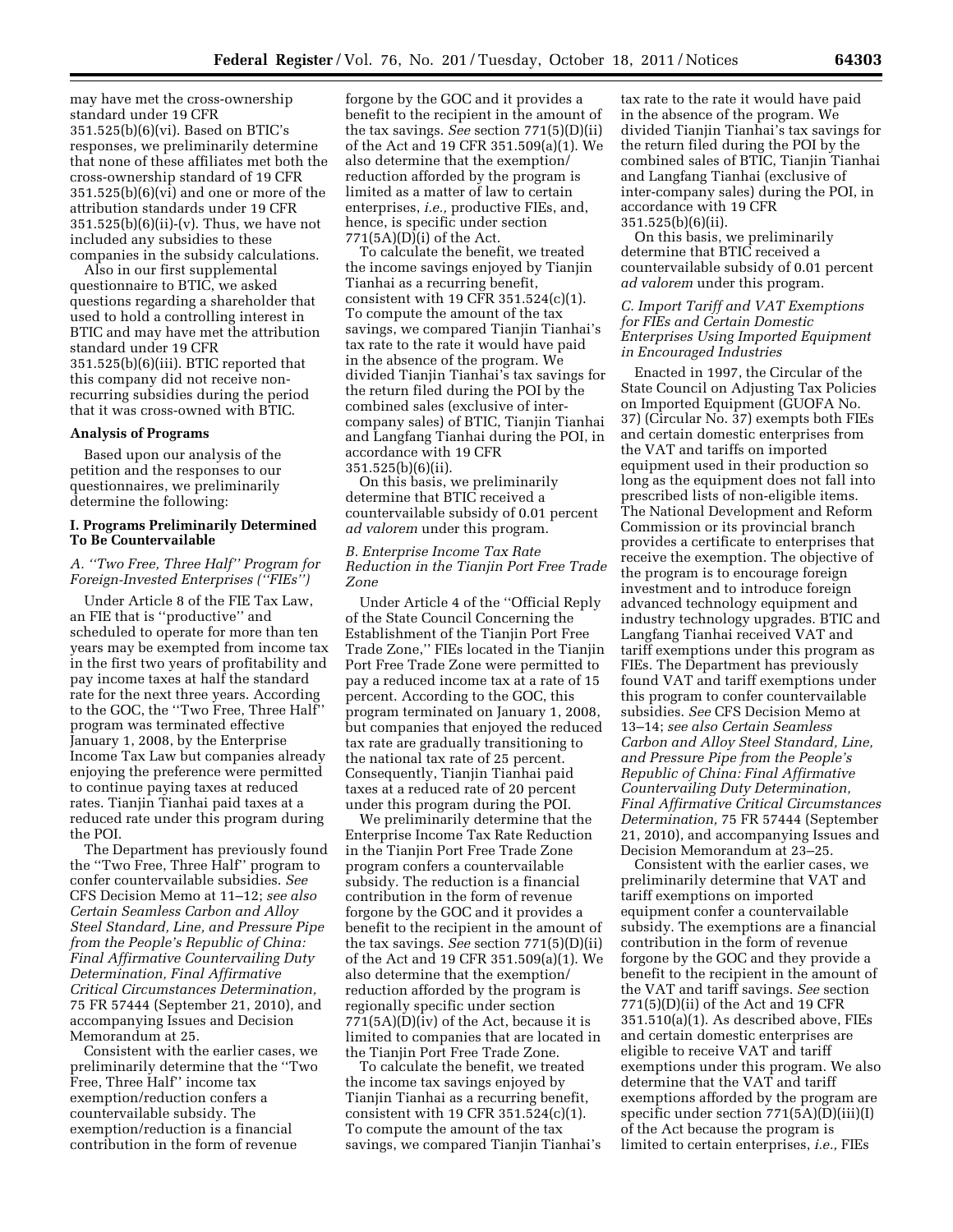may have met the cross-ownership standard under 19 CFR 351.525(b)(6)(vi). Based on BTIC's responses, we preliminarily determine that none of these affiliates met both the cross-ownership standard of 19 CFR 351.525(b)(6)(vi) and one or more of the attribution standards under 19 CFR 351.525(b)(6)(ii)-(v). Thus, we have not included any subsidies to these companies in the subsidy calculations.

Also in our first supplemental questionnaire to BTIC, we asked questions regarding a shareholder that used to hold a controlling interest in BTIC and may have met the attribution standard under 19 CFR 351.525(b)(6)(iii). BTIC reported that this company did not receive non-recurring subsidies during the period that it was cross-owned with BTIC.

**Analysis of Programs**

Based upon our analysis of the petition and the responses to our questionnaires, we preliminarily determine the following:

**I. Programs Preliminarily Determined To Be Countervailable**

*A. ''Two Free, Three Half'' Program for Foreign-Invested Enterprises (''FIEs'')*

Under Article 8 of the FIE Tax Law, an FIE that is ''productive'' and scheduled to operate for more than ten years may be exempted from income tax in the first two years of profitability and pay income taxes at half the standard rate for the next three years. According to the GOC, the ''Two Free, Three Half'' program was terminated effective January 1, 2008, by the Enterprise Income Tax Law but companies already enjoying the preference were permitted to continue paying taxes at reduced rates. Tianjin Tianhai paid taxes at a reduced rate under this program during the POI.

The Department has previously found the ''Two Free, Three Half'' program to confer countervailable subsidies. *See* CFS Decision Memo at 11–12; *see also Certain Seamless Carbon and Alloy Steel Standard, Line, and Pressure Pipe from the People's Republic of China: Final Affirmative Countervailing Duty Determination, Final Affirmative Critical Circumstances Determination,* 75 FR 57444 (September 21, 2010), and accompanying Issues and Decision Memorandum at 25.

Consistent with the earlier cases, we preliminarily determine that the ''Two Free, Three Half'' income tax exemption/reduction confers a countervailable subsidy. The exemption/reduction is a financial contribution in the form of revenue forgone by the GOC and it provides a benefit to the recipient in the amount of the tax savings. *See* section 771(5)(D)(ii) of the Act and 19 CFR 351.509(a)(1). We also determine that the exemption/reduction afforded by the program is limited as a matter of law to certain enterprises, *i.e.,* productive FIEs, and, hence, is specific under section 771(5A)(D)(i) of the Act.

To calculate the benefit, we treated the income savings enjoyed by Tianjin Tianhai as a recurring benefit, consistent with 19 CFR 351.524(c)(1). To compute the amount of the tax savings, we compared Tianjin Tianhai's tax rate to the rate it would have paid in the absence of the program. We divided Tianjin Tianhai's tax savings for the return filed during the POI by the combined sales (exclusive of inter-company sales) of BTIC, Tianjin Tianhai and Langfang Tianhai during the POI, in accordance with 19 CFR 351.525(b)(6)(ii).

On this basis, we preliminarily determine that BTIC received a countervailable subsidy of 0.01 percent *ad valorem* under this program.

*B. Enterprise Income Tax Rate Reduction in the Tianjin Port Free Trade Zone*

Under Article 4 of the ''Official Reply of the State Council Concerning the Establishment of the Tianjin Port Free Trade Zone,'' FIEs located in the Tianjin Port Free Trade Zone were permitted to pay a reduced income tax at a rate of 15 percent. According to the GOC, this program terminated on January 1, 2008, but companies that enjoyed the reduced tax rate are gradually transitioning to the national tax rate of 25 percent. Consequently, Tianjin Tianhai paid taxes at a reduced rate of 20 percent under this program during the POI.

We preliminarily determine that the Enterprise Income Tax Rate Reduction in the Tianjin Port Free Trade Zone program confers a countervailable subsidy. The reduction is a financial contribution in the form of revenue forgone by the GOC and it provides a benefit to the recipient in the amount of the tax savings. *See* section 771(5)(D)(ii) of the Act and 19 CFR 351.509(a)(1). We also determine that the exemption/reduction afforded by the program is regionally specific under section 771(5A)(D)(iv) of the Act, because it is limited to companies that are located in the Tianjin Port Free Trade Zone.

To calculate the benefit, we treated the income tax savings enjoyed by Tianjin Tianhai as a recurring benefit, consistent with 19 CFR 351.524(c)(1). To compute the amount of the tax savings, we compared Tianjin Tianhai's tax rate to the rate it would have paid in the absence of the program. We divided Tianjin Tianhai's tax savings for the return filed during the POI by the combined sales of BTIC, Tianjin Tianhai and Langfang Tianhai (exclusive of inter-company sales) during the POI, in accordance with 19 CFR 351.525(b)(6)(ii).

On this basis, we preliminarily determine that BTIC received a countervailable subsidy of 0.01 percent *ad valorem* under this program.

*C. Import Tariff and VAT Exemptions for FIEs and Certain Domestic Enterprises Using Imported Equipment in Encouraged Industries*

Enacted in 1997, the Circular of the State Council on Adjusting Tax Policies on Imported Equipment (GUOFA No. 37) (Circular No. 37) exempts both FIEs and certain domestic enterprises from the VAT and tariffs on imported equipment used in their production so long as the equipment does not fall into prescribed lists of non-eligible items. The National Development and Reform Commission or its provincial branch provides a certificate to enterprises that receive the exemption. The objective of the program is to encourage foreign investment and to introduce foreign advanced technology equipment and industry technology upgrades. BTIC and Langfang Tianhai received VAT and tariff exemptions under this program as FIEs. The Department has previously found VAT and tariff exemptions under this program to confer countervailable subsidies. *See* CFS Decision Memo at 13–14; *see also Certain Seamless Carbon and Alloy Steel Standard, Line, and Pressure Pipe from the People's Republic of China: Final Affirmative Countervailing Duty Determination, Final Affirmative Critical Circumstances Determination,* 75 FR 57444 (September 21, 2010), and accompanying Issues and Decision Memorandum at 23–25.

Consistent with the earlier cases, we preliminarily determine that VAT and tariff exemptions on imported equipment confer a countervailable subsidy. The exemptions are a financial contribution in the form of revenue forgone by the GOC and they provide a benefit to the recipient in the amount of the VAT and tariff savings. *See* section 771(5)(D)(ii) of the Act and 19 CFR 351.510(a)(1). As described above, FIEs and certain domestic enterprises are eligible to receive VAT and tariff exemptions under this program. We also determine that the VAT and tariff exemptions afforded by the program are specific under section 771(5A)(D)(iii)(I) of the Act because the program is limited to certain enterprises, *i.e.,* FIEs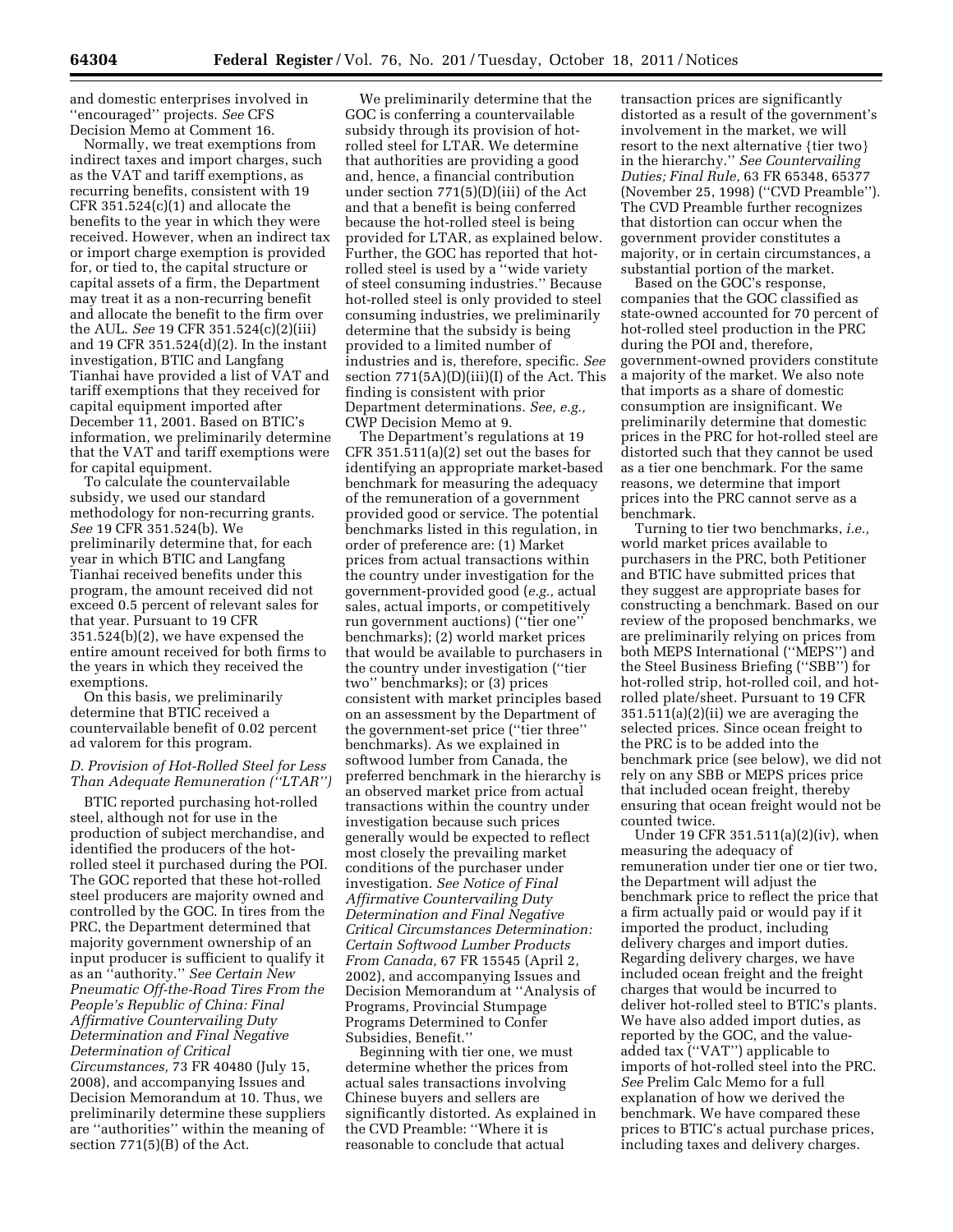and domestic enterprises involved in "encouraged" projects. *See* CFS Decision Memo at Comment 16.

Normally, we treat exemptions from indirect taxes and import charges, such as the VAT and tariff exemptions, as recurring benefits, consistent with 19 CFR 351.524(c)(1) and allocate the benefits to the year in which they were received. However, when an indirect tax or import charge exemption is provided for, or tied to, the capital structure or capital assets of a firm, the Department may treat it as a non-recurring benefit and allocate the benefit to the firm over the AUL. *See* 19 CFR 351.524(c)(2)(iii) and 19 CFR 351.524(d)(2). In the instant investigation, BTIC and Langfang Tianhai have provided a list of VAT and tariff exemptions that they received for capital equipment imported after December 11, 2001. Based on BTIC's information, we preliminarily determine that the VAT and tariff exemptions were for capital equipment.

To calculate the countervailable subsidy, we used our standard methodology for non-recurring grants. *See* 19 CFR 351.524(b). We preliminarily determine that, for each year in which BTIC and Langfang Tianhai received benefits under this program, the amount received did not exceed 0.5 percent of relevant sales for that year. Pursuant to 19 CFR 351.524(b)(2), we have expensed the entire amount received for both firms to the years in which they received the exemptions.

On this basis, we preliminarily determine that BTIC received a countervailable benefit of 0.02 percent ad valorem for this program.

### *D. Provision of Hot-Rolled Steel for Less Than Adequate Remuneration ("LTAR")*

BTIC reported purchasing hot-rolled steel, although not for use in the production of subject merchandise, and identified the producers of the hot-rolled steel it purchased during the POI. The GOC reported that these hot-rolled steel producers are majority owned and controlled by the GOC. In tires from the PRC, the Department determined that majority government ownership of an input producer is sufficient to qualify it as an "authority." *See Certain New Pneumatic Off-the-Road Tires From the People's Republic of China: Final Affirmative Countervailing Duty Determination and Final Negative Determination of Critical Circumstances,* 73 FR 40480 (July 15, 2008), and accompanying Issues and Decision Memorandum at 10. Thus, we preliminarily determine these suppliers are "authorities" within the meaning of section 771(5)(B) of the Act.

We preliminarily determine that the GOC is conferring a countervailable subsidy through its provision of hot-rolled steel for LTAR. We determine that authorities are providing a good and, hence, a financial contribution under section 771(5)(D)(iii) of the Act and that a benefit is being conferred because the hot-rolled steel is being provided for LTAR, as explained below. Further, the GOC has reported that hot-rolled steel is used by a "wide variety of steel consuming industries." Because hot-rolled steel is only provided to steel consuming industries, we preliminarily determine that the subsidy is being provided to a limited number of industries and is, therefore, specific. *See* section 771(5A)(D)(iii)(I) of the Act. This finding is consistent with prior Department determinations. *See, e.g.,* CWP Decision Memo at 9.

The Department's regulations at 19 CFR 351.511(a)(2) set out the bases for identifying an appropriate market-based benchmark for measuring the adequacy of the remuneration of a government provided good or service. The potential benchmarks listed in this regulation, in order of preference are: (1) Market prices from actual transactions within the country under investigation for the government-provided good (*e.g.,* actual sales, actual imports, or competitively run government auctions) ("tier one" benchmarks); (2) world market prices that would be available to purchasers in the country under investigation ("tier two" benchmarks); or (3) prices consistent with market principles based on an assessment by the Department of the government-set price ("tier three" benchmarks). As we explained in softwood lumber from Canada, the preferred benchmark in the hierarchy is an observed market price from actual transactions within the country under investigation because such prices generally would be expected to reflect most closely the prevailing market conditions of the purchaser under investigation. *See Notice of Final Affirmative Countervailing Duty Determination and Final Negative Critical Circumstances Determination: Certain Softwood Lumber Products From Canada,* 67 FR 15545 (April 2, 2002), and accompanying Issues and Decision Memorandum at "Analysis of Programs, Provincial Stumpage Programs Determined to Confer Subsidies, Benefit."

Beginning with tier one, we must determine whether the prices from actual sales transactions involving Chinese buyers and sellers are significantly distorted. As explained in the CVD Preamble: "Where it is reasonable to conclude that actual transaction prices are significantly distorted as a result of the government's involvement in the market, we will resort to the next alternative {tier two} in the hierarchy." *See Countervailing Duties; Final Rule,* 63 FR 65348, 65377 (November 25, 1998) ("CVD Preamble"). The CVD Preamble further recognizes that distortion can occur when the government provider constitutes a majority, or in certain circumstances, a substantial portion of the market.

Based on the GOC's response, companies that the GOC classified as state-owned accounted for 70 percent of hot-rolled steel production in the PRC during the POI and, therefore, government-owned providers constitute a majority of the market. We also note that imports as a share of domestic consumption are insignificant. We preliminarily determine that domestic prices in the PRC for hot-rolled steel are distorted such that they cannot be used as a tier one benchmark. For the same reasons, we determine that import prices into the PRC cannot serve as a benchmark.

Turning to tier two benchmarks, *i.e.,* world market prices available to purchasers in the PRC, both Petitioner and BTIC have submitted prices that they suggest are appropriate bases for constructing a benchmark. Based on our review of the proposed benchmarks, we are preliminarily relying on prices from both MEPS International ("MEPS") and the Steel Business Briefing ("SBB") for hot-rolled strip, hot-rolled coil, and hot-rolled plate/sheet. Pursuant to 19 CFR 351.511(a)(2)(ii) we are averaging the selected prices. Since ocean freight to the PRC is to be added into the benchmark price (see below), we did not rely on any SBB or MEPS prices price that included ocean freight, thereby ensuring that ocean freight would not be counted twice.

Under 19 CFR 351.511(a)(2)(iv), when measuring the adequacy of remuneration under tier one or tier two, the Department will adjust the benchmark price to reflect the price that a firm actually paid or would pay if it imported the product, including delivery charges and import duties. Regarding delivery charges, we have included ocean freight and the freight charges that would be incurred to deliver hot-rolled steel to BTIC's plants. We have also added import duties, as reported by the GOC, and the value-added tax ("VAT") applicable to imports of hot-rolled steel into the PRC. *See* Prelim Calc Memo for a full explanation of how we derived the benchmark. We have compared these prices to BTIC's actual purchase prices, including taxes and delivery charges.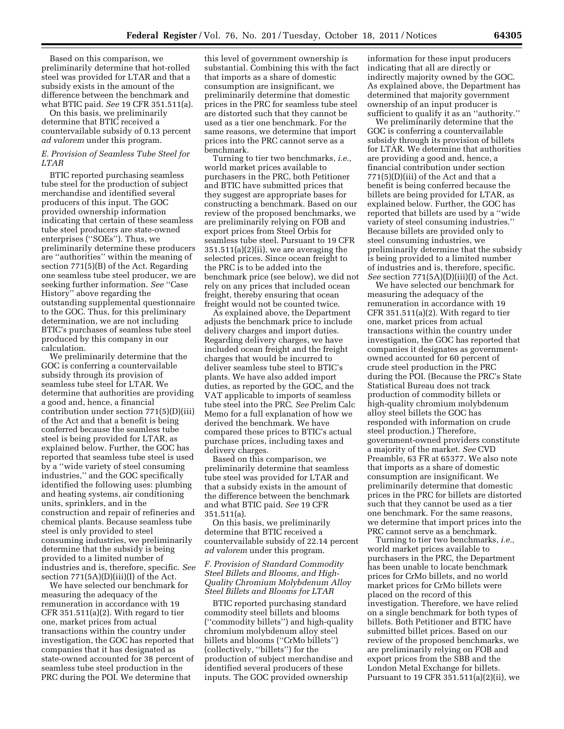Based on this comparison, we preliminarily determine that hot-rolled steel was provided for LTAR and that a subsidy exists in the amount of the difference between the benchmark and what BTIC paid. *See* 19 CFR 351.511(a).

On this basis, we preliminarily determine that BTIC received a countervailable subsidy of 0.13 percent *ad valorem* under this program.

### *E. Provision of Seamless Tube Steel for LTAR*

BTIC reported purchasing seamless tube steel for the production of subject merchandise and identified several producers of this input. The GOC provided ownership information indicating that certain of these seamless tube steel producers are state-owned enterprises (''SOEs''). Thus, we preliminarily determine these producers are ''authorities'' within the meaning of section 771(5)(B) of the Act. Regarding one seamless tube steel producer, we are seeking further information. *See* ''Case History'' above regarding the outstanding supplemental questionnaire to the GOC. Thus, for this preliminary determination, we are not including BTIC's purchases of seamless tube steel produced by this company in our calculation.

We preliminarily determine that the GOC is conferring a countervailable subsidy through its provision of seamless tube steel for LTAR. We determine that authorities are providing a good and, hence, a financial contribution under section 771(5)(D)(iii) of the Act and that a benefit is being conferred because the seamless tube steel is being provided for LTAR, as explained below. Further, the GOC has reported that seamless tube steel is used by a ''wide variety of steel consuming industries,'' and the GOC specifically identified the following uses: plumbing and heating systems, air conditioning units, sprinklers, and in the construction and repair of refineries and chemical plants. Because seamless tube steel is only provided to steel consuming industries, we preliminarily determine that the subsidy is being provided to a limited number of industries and is, therefore, specific. *See* section 771(5A)(D)(iii)(I) of the Act.

We have selected our benchmark for measuring the adequacy of the remuneration in accordance with 19 CFR 351.511(a)(2). With regard to tier one, market prices from actual transactions within the country under investigation, the GOC has reported that companies that it has designated as state-owned accounted for 38 percent of seamless tube steel production in the PRC during the POI. We determine that this level of government ownership is substantial. Combining this with the fact that imports as a share of domestic consumption are insignificant, we preliminarily determine that domestic prices in the PRC for seamless tube steel are distorted such that they cannot be used as a tier one benchmark. For the same reasons, we determine that import prices into the PRC cannot serve as a benchmark.

Turning to tier two benchmarks, *i.e.,* world market prices available to purchasers in the PRC, both Petitioner and BTIC have submitted prices that they suggest are appropriate bases for constructing a benchmark. Based on our review of the proposed benchmarks, we are preliminarily relying on FOB and export prices from Steel Orbis for seamless tube steel. Pursuant to 19 CFR 351.511(a)(2)(ii), we are averaging the selected prices. Since ocean freight to the PRC is to be added into the benchmark price (see below), we did not rely on any prices that included ocean freight, thereby ensuring that ocean freight would not be counted twice.

As explained above, the Department adjusts the benchmark price to include delivery charges and import duties. Regarding delivery charges, we have included ocean freight and the freight charges that would be incurred to deliver seamless tube steel to BTIC's plants. We have also added import duties, as reported by the GOC, and the VAT applicable to imports of seamless tube steel into the PRC. *See* Prelim Calc Memo for a full explanation of how we derived the benchmark. We have compared these prices to BTIC's actual purchase prices, including taxes and delivery charges.

Based on this comparison, we preliminarily determine that seamless tube steel was provided for LTAR and that a subsidy exists in the amount of the difference between the benchmark and what BTIC paid. *See* 19 CFR 351.511(a).

On this basis, we preliminarily determine that BTIC received a countervailable subsidy of 22.14 percent *ad valorem* under this program.

### *F. Provision of Standard Commodity Steel Billets and Blooms, and High-Quality Chromium Molybdenum Alloy Steel Billets and Blooms for LTAR*

BTIC reported purchasing standard commodity steel billets and blooms (''commodity billets'') and high-quality chromium molybdenum alloy steel billets and blooms (''CrMo billets'') (collectively, ''billets'') for the production of subject merchandise and identified several producers of these inputs. The GOC provided ownership information for these input producers indicating that all are directly or indirectly majority owned by the GOC. As explained above, the Department has determined that majority government ownership of an input producer is sufficient to qualify it as an ''authority.''

We preliminarily determine that the GOC is conferring a countervailable subsidy through its provision of billets for LTAR. We determine that authorities are providing a good and, hence, a financial contribution under section 771(5)(D)(iii) of the Act and that a benefit is being conferred because the billets are being provided for LTAR, as explained below. Further, the GOC has reported that billets are used by a ''wide variety of steel consuming industries.'' Because billets are provided only to steel consuming industries, we preliminarily determine that the subsidy is being provided to a limited number of industries and is, therefore, specific. *See* section 771(5A)(D)(iii)(I) of the Act.

We have selected our benchmark for measuring the adequacy of the remuneration in accordance with 19 CFR 351.511(a)(2). With regard to tier one, market prices from actual transactions within the country under investigation, the GOC has reported that companies it designates as government-owned accounted for 60 percent of crude steel production in the PRC during the POI. (Because the PRC's State Statistical Bureau does not track production of commodity billets or high-quality chromium molybdenum alloy steel billets the GOC has responded with information on crude steel production.) Therefore, government-owned providers constitute a majority of the market. *See* CVD Preamble, 63 FR at 65377. We also note that imports as a share of domestic consumption are insignificant. We preliminarily determine that domestic prices in the PRC for billets are distorted such that they cannot be used as a tier one benchmark. For the same reasons, we determine that import prices into the PRC cannot serve as a benchmark.

Turning to tier two benchmarks, *i.e.,* world market prices available to purchasers in the PRC, the Department has been unable to locate benchmark prices for CrMo billets, and no world market prices for CrMo billets were placed on the record of this investigation. Therefore, we have relied on a single benchmark for both types of billets. Both Petitioner and BTIC have submitted billet prices. Based on our review of the proposed benchmarks, we are preliminarily relying on FOB and export prices from the SBB and the London Metal Exchange for billets. Pursuant to 19 CFR 351.511(a)(2)(ii), we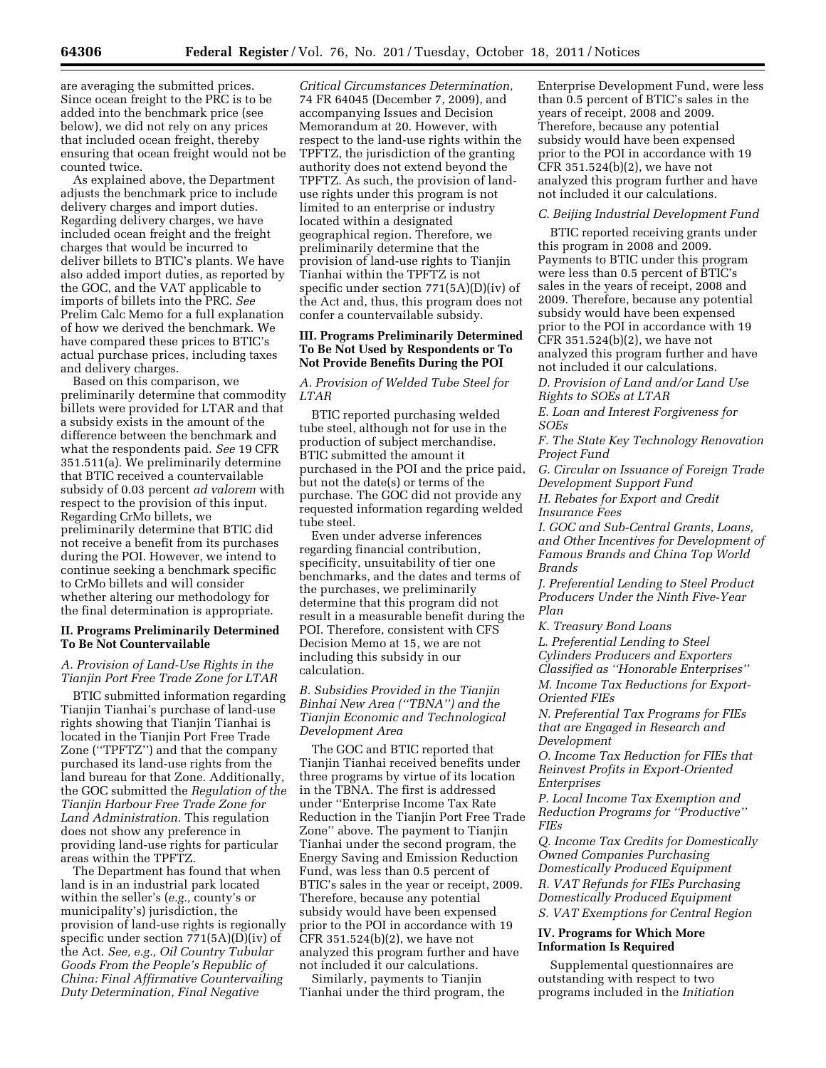are averaging the submitted prices. Since ocean freight to the PRC is to be added into the benchmark price (see below), we did not rely on any prices that included ocean freight, thereby ensuring that ocean freight would not be counted twice.

As explained above, the Department adjusts the benchmark price to include delivery charges and import duties. Regarding delivery charges, we have included ocean freight and the freight charges that would be incurred to deliver billets to BTIC's plants. We have also added import duties, as reported by the GOC, and the VAT applicable to imports of billets into the PRC. *See* Prelim Calc Memo for a full explanation of how we derived the benchmark. We have compared these prices to BTIC's actual purchase prices, including taxes and delivery charges.

Based on this comparison, we preliminarily determine that commodity billets were provided for LTAR and that a subsidy exists in the amount of the difference between the benchmark and what the respondents paid. *See* 19 CFR 351.511(a). We preliminarily determine that BTIC received a countervailable subsidy of 0.03 percent *ad valorem* with respect to the provision of this input. Regarding CrMo billets, we preliminarily determine that BTIC did not receive a benefit from its purchases during the POI. However, we intend to continue seeking a benchmark specific to CrMo billets and will consider whether altering our methodology for the final determination is appropriate.

## II. Programs Preliminarily Determined To Be Not Countervailable

### *A. Provision of Land-Use Rights in the Tianjin Port Free Trade Zone for LTAR*

BTIC submitted information regarding Tianjin Tianhai's purchase of land-use rights showing that Tianjin Tianhai is located in the Tianjin Port Free Trade Zone (''TPFTZ'') and that the company purchased its land-use rights from the land bureau for that Zone. Additionally, the GOC submitted the *Regulation of the Tianjin Harbour Free Trade Zone for Land Administration.* This regulation does not show any preference in providing land-use rights for particular areas within the TPFTZ.

The Department has found that when land is in an industrial park located within the seller's (*e.g.,* county's or municipality's) jurisdiction, the provision of land-use rights is regionally specific under section 771(5A)(D)(iv) of the Act. *See, e.g., Oil Country Tubular Goods From the People's Republic of China: Final Affirmative Countervailing Duty Determination, Final Negative Critical Circumstances Determination,* 74 FR 64045 (December 7, 2009), and accompanying Issues and Decision Memorandum at 20. However, with respect to the land-use rights within the TPFTZ, the jurisdiction of the granting authority does not extend beyond the TPFTZ. As such, the provision of land-use rights under this program is not limited to an enterprise or industry located within a designated geographical region. Therefore, we preliminarily determine that the provision of land-use rights to Tianjin Tianhai within the TPFTZ is not specific under section 771(5A)(D)(iv) of the Act and, thus, this program does not confer a countervailable subsidy.

## III. Programs Preliminarily Determined To Be Not Used by Respondents or To Not Provide Benefits During the POI

### *A. Provision of Welded Tube Steel for LTAR*

BTIC reported purchasing welded tube steel, although not for use in the production of subject merchandise. BTIC submitted the amount it purchased in the POI and the price paid, but not the date(s) or terms of the purchase. The GOC did not provide any requested information regarding welded tube steel.

Even under adverse inferences regarding financial contribution, specificity, unsuitability of tier one benchmarks, and the dates and terms of the purchases, we preliminarily determine that this program did not result in a measurable benefit during the POI. Therefore, consistent with CFS Decision Memo at 15, we are not including this subsidy in our calculation.

### *B. Subsidies Provided in the Tianjin Binhai New Area (''TBNA'') and the Tianjin Economic and Technological Development Area*

The GOC and BTIC reported that Tianjin Tianhai received benefits under three programs by virtue of its location in the TBNA. The first is addressed under ''Enterprise Income Tax Rate Reduction in the Tianjin Port Free Trade Zone'' above. The payment to Tianjin Tianhai under the second program, the Energy Saving and Emission Reduction Fund, was less than 0.5 percent of BTIC's sales in the year or receipt, 2009. Therefore, because any potential subsidy would have been expensed prior to the POI in accordance with 19 CFR 351.524(b)(2), we have not analyzed this program further and have not included it our calculations.

Similarly, payments to Tianjin Tianhai under the third program, the Enterprise Development Fund, were less than 0.5 percent of BTIC's sales in the years of receipt, 2008 and 2009. Therefore, because any potential subsidy would have been expensed prior to the POI in accordance with 19 CFR 351.524(b)(2), we have not analyzed this program further and have not included it our calculations.

### *C. Beijing Industrial Development Fund*

BTIC reported receiving grants under this program in 2008 and 2009. Payments to BTIC under this program were less than 0.5 percent of BTIC's sales in the years of receipt, 2008 and 2009. Therefore, because any potential subsidy would have been expensed prior to the POI in accordance with 19 CFR 351.524(b)(2), we have not analyzed this program further and have not included it our calculations.

*D. Provision of Land and/or Land Use Rights to SOEs at LTAR*

*E. Loan and Interest Forgiveness for SOEs*

*F. The State Key Technology Renovation Project Fund*

*G. Circular on Issuance of Foreign Trade Development Support Fund*

*H. Rebates for Export and Credit Insurance Fees*

*I. GOC and Sub-Central Grants, Loans, and Other Incentives for Development of Famous Brands and China Top World Brands*

*J. Preferential Lending to Steel Product Producers Under the Ninth Five-Year Plan*

*K. Treasury Bond Loans*

*L. Preferential Lending to Steel Cylinders Producers and Exporters Classified as ''Honorable Enterprises''*

*M. Income Tax Reductions for Export-Oriented FIEs*

*N. Preferential Tax Programs for FIEs that are Engaged in Research and Development*

*O. Income Tax Reduction for FIEs that Reinvest Profits in Export-Oriented Enterprises*

*P. Local Income Tax Exemption and Reduction Programs for ''Productive'' FIEs*

*Q. Income Tax Credits for Domestically Owned Companies Purchasing Domestically Produced Equipment*

*R. VAT Refunds for FIEs Purchasing Domestically Produced Equipment*

*S. VAT Exemptions for Central Region*

## IV. Programs for Which More Information Is Required

Supplemental questionnaires are outstanding with respect to two programs included in the *Initiation*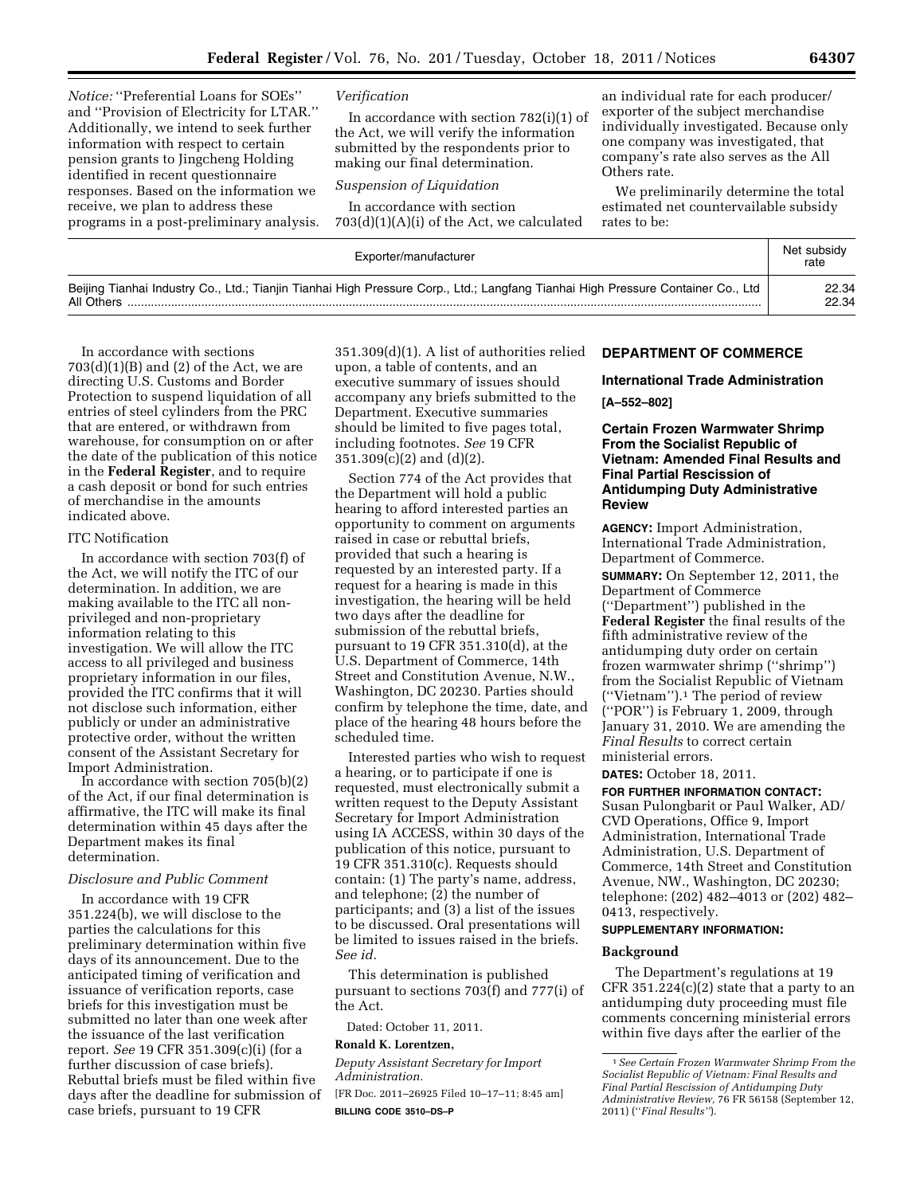*Notice:* ''Preferential Loans for SOEs'' and ''Provision of Electricity for LTAR.'' Additionally, we intend to seek further information with respect to certain pension grants to Jingcheng Holding identified in recent questionnaire responses. Based on the information we receive, we plan to address these programs in a post-preliminary analysis.

*Verification*

In accordance with section 782(i)(1) of the Act, we will verify the information submitted by the respondents prior to making our final determination.

*Suspension of Liquidation*

In accordance with section 703(d)(1)(A)(i) of the Act, we calculated an individual rate for each producer/exporter of the subject merchandise individually investigated. Because only one company was investigated, that company's rate also serves as the All Others rate.

We preliminarily determine the total estimated net countervailable subsidy rates to be:

| Exporter/manufacturer | Net subsidy rate |
| --- | --- |
| Beijing Tianhai Industry Co., Ltd.; Tianjin Tianhai High Pressure Corp., Ltd.; Langfang Tianhai High Pressure Container Co., Ltd | 22.34 |
| All Others | 22.34 |

In accordance with sections 703(d)(1)(B) and (2) of the Act, we are directing U.S. Customs and Border Protection to suspend liquidation of all entries of steel cylinders from the PRC that are entered, or withdrawn from warehouse, for consumption on or after the date of the publication of this notice in the **Federal Register**, and to require a cash deposit or bond for such entries of merchandise in the amounts indicated above.

ITC Notification

In accordance with section 703(f) of the Act, we will notify the ITC of our determination. In addition, we are making available to the ITC all non-privileged and non-proprietary information relating to this investigation. We will allow the ITC access to all privileged and business proprietary information in our files, provided the ITC confirms that it will not disclose such information, either publicly or under an administrative protective order, without the written consent of the Assistant Secretary for Import Administration.

In accordance with section 705(b)(2) of the Act, if our final determination is affirmative, the ITC will make its final determination within 45 days after the Department makes its final determination.

*Disclosure and Public Comment*

In accordance with 19 CFR 351.224(b), we will disclose to the parties the calculations for this preliminary determination within five days of its announcement. Due to the anticipated timing of verification and issuance of verification reports, case briefs for this investigation must be submitted no later than one week after the issuance of the last verification report. *See* 19 CFR 351.309(c)(i) (for a further discussion of case briefs). Rebuttal briefs must be filed within five days after the deadline for submission of case briefs, pursuant to 19 CFR 351.309(d)(1). A list of authorities relied upon, a table of contents, and an executive summary of issues should accompany any briefs submitted to the Department. Executive summaries should be limited to five pages total, including footnotes. *See* 19 CFR 351.309(c)(2) and (d)(2).

Section 774 of the Act provides that the Department will hold a public hearing to afford interested parties an opportunity to comment on arguments raised in case or rebuttal briefs, provided that such a hearing is requested by an interested party. If a request for a hearing is made in this investigation, the hearing will be held two days after the deadline for submission of the rebuttal briefs, pursuant to 19 CFR 351.310(d), at the U.S. Department of Commerce, 14th Street and Constitution Avenue, N.W., Washington, DC 20230. Parties should confirm by telephone the time, date, and place of the hearing 48 hours before the scheduled time.

Interested parties who wish to request a hearing, or to participate if one is requested, must electronically submit a written request to the Deputy Assistant Secretary for Import Administration using IA ACCESS, within 30 days of the publication of this notice, pursuant to 19 CFR 351.310(c). Requests should contain: (1) The party's name, address, and telephone; (2) the number of participants; and (3) a list of the issues to be discussed. Oral presentations will be limited to issues raised in the briefs. *See id.*

This determination is published pursuant to sections 703(f) and 777(i) of the Act.

Dated: October 11, 2011.

**Ronald K. Lorentzen,**

*Deputy Assistant Secretary for Import Administration.*

[FR Doc. 2011–26925 Filed 10–17–11; 8:45 am]

**BILLING CODE 3510–DS–P**

## DEPARTMENT OF COMMERCE

### International Trade Administration

**[A–552–802]**

### Certain Frozen Warmwater Shrimp From the Socialist Republic of Vietnam: Amended Final Results and Final Partial Rescission of Antidumping Duty Administrative Review

**AGENCY:** Import Administration, International Trade Administration, Department of Commerce.

**SUMMARY:** On September 12, 2011, the Department of Commerce (''Department'') published in the **Federal Register** the final results of the fifth administrative review of the antidumping duty order on certain frozen warmwater shrimp (''shrimp'') from the Socialist Republic of Vietnam (''Vietnam'').[1] The period of review (''POR'') is February 1, 2009, through January 31, 2010. We are amending the *Final Results* to correct certain ministerial errors.

**DATES:** October 18, 2011.

**FOR FURTHER INFORMATION CONTACT:** Susan Pulongbarit or Paul Walker, AD/CVD Operations, Office 9, Import Administration, International Trade Administration, U.S. Department of Commerce, 14th Street and Constitution Avenue, NW., Washington, DC 20230; telephone: (202) 482–4013 or (202) 482–0413, respectively.

**SUPPLEMENTARY INFORMATION:**

**Background**

The Department's regulations at 19 CFR 351.224(c)(2) state that a party to an antidumping duty proceeding must file comments concerning ministerial errors within five days after the earlier of the

[1] *See Certain Frozen Warmwater Shrimp From the Socialist Republic of Vietnam: Final Results and Final Partial Rescission of Antidumping Duty Administrative Review,* 76 FR 56158 (September 12, 2011) (''*Final Results*'').